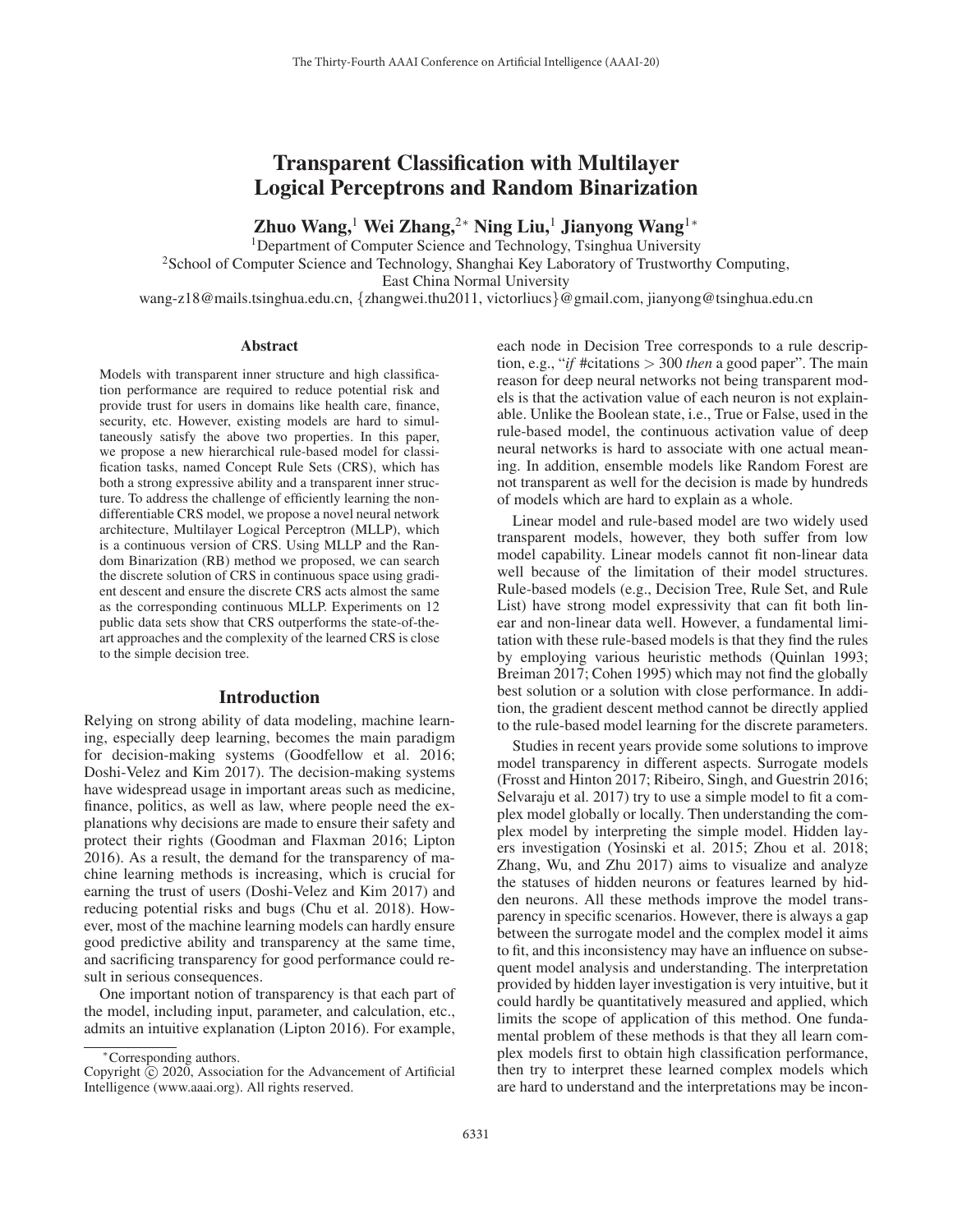# Transparent Classification with Multilayer Logical Perceptrons and Random Binarization

**Zhuo Wang,**[1] **Wei Zhang,**[2*] **Ning Liu,**[1] **Jianyong Wang**[1*]

[1]Department of Computer Science and Technology, Tsinghua University

[2]School of Computer Science and Technology, Shanghai Key Laboratory of Trustworthy Computing, East China Normal University

wang-z18@mails.tsinghua.edu.cn, {zhangwei.thu2011, victorliucs}@gmail.com, jianyong@tsinghua.edu.cn

### Abstract

Models with transparent inner structure and high classification performance are required to reduce potential risk and provide trust for users in domains like health care, finance, security, etc. However, existing models are hard to simultaneously satisfy the above two properties. In this paper, we propose a new hierarchical rule-based model for classification tasks, named Concept Rule Sets (CRS), which has both a strong expressive ability and a transparent inner structure. To address the challenge of efficiently learning the non-differentiable CRS model, we propose a novel neural network architecture, Multilayer Logical Perceptron (MLLP), which is a continuous version of CRS. Using MLLP and the Random Binarization (RB) method we proposed, we can search the discrete solution of CRS in continuous space using gradient descent and ensure the discrete CRS acts almost the same as the corresponding continuous MLLP. Experiments on 12 public data sets show that CRS outperforms the state-of-the-art approaches and the complexity of the learned CRS is close to the simple decision tree.

## Introduction

Relying on strong ability of data modeling, machine learning, especially deep learning, becomes the main paradigm for decision-making systems (Goodfellow et al. 2016; Doshi-Velez and Kim 2017). The decision-making systems have widespread usage in important areas such as medicine, finance, politics, as well as law, where people need the explanations why decisions are made to ensure their safety and protect their rights (Goodman and Flaxman 2016; Lipton 2016). As a result, the demand for the transparency of machine learning methods is increasing, which is crucial for earning the trust of users (Doshi-Velez and Kim 2017) and reducing potential risks and bugs (Chu et al. 2018). However, most of the machine learning models can hardly ensure good predictive ability and transparency at the same time, and sacrificing transparency for good performance could result in serious consequences.

One important notion of transparency is that each part of the model, including input, parameter, and calculation, etc., admits an intuitive explanation (Lipton 2016). For example, each node in Decision Tree corresponds to a rule description, e.g., "*if* #citations $> 300$ *then* a good paper". The main reason for deep neural networks not being transparent models is that the activation value of each neuron is not explainable. Unlike the Boolean state, i.e., True or False, used in the rule-based model, the continuous activation value of deep neural networks is hard to associate with one actual meaning. In addition, ensemble models like Random Forest are not transparent as well for the decision is made by hundreds of models which are hard to explain as a whole.

Linear model and rule-based model are two widely used transparent models, however, they both suffer from low model capability. Linear models cannot fit non-linear data well because of the limitation of their model structures. Rule-based models (e.g., Decision Tree, Rule Set, and Rule List) have strong model expressivity that can fit both linear and non-linear data well. However, a fundamental limitation with these rule-based models is that they find the rules by employing various heuristic methods (Quinlan 1993; Breiman 2017; Cohen 1995) which may not find the globally best solution or a solution with close performance. In addition, the gradient descent method cannot be directly applied to the rule-based model learning for the discrete parameters.

Studies in recent years provide some solutions to improve model transparency in different aspects. Surrogate models (Frosst and Hinton 2017; Ribeiro, Singh, and Guestrin 2016; Selvaraju et al. 2017) try to use a simple model to fit a complex model globally or locally. Then understanding the complex model by interpreting the simple model. Hidden layers investigation (Yosinski et al. 2015; Zhou et al. 2018; Zhang, Wu, and Zhu 2017) aims to visualize and analyze the statuses of hidden neurons or features learned by hidden neurons. All these methods improve the model transparency in specific scenarios. However, there is always a gap between the surrogate model and the complex model it aims to fit, and this inconsistency may have an influence on subsequent model analysis and understanding. The interpretation provided by hidden layer investigation is very intuitive, but it could hardly be quantitatively measured and applied, which limits the scope of application of this method. One fundamental problem of these methods is that they all learn complex models first to obtain high classification performance, then try to interpret these learned complex models which are hard to understand and the interpretations may be incon-

*Corresponding authors.

Copyright © 2020, Association for the Advancement of Artificial Intelligence (www.aaai.org). All rights reserved.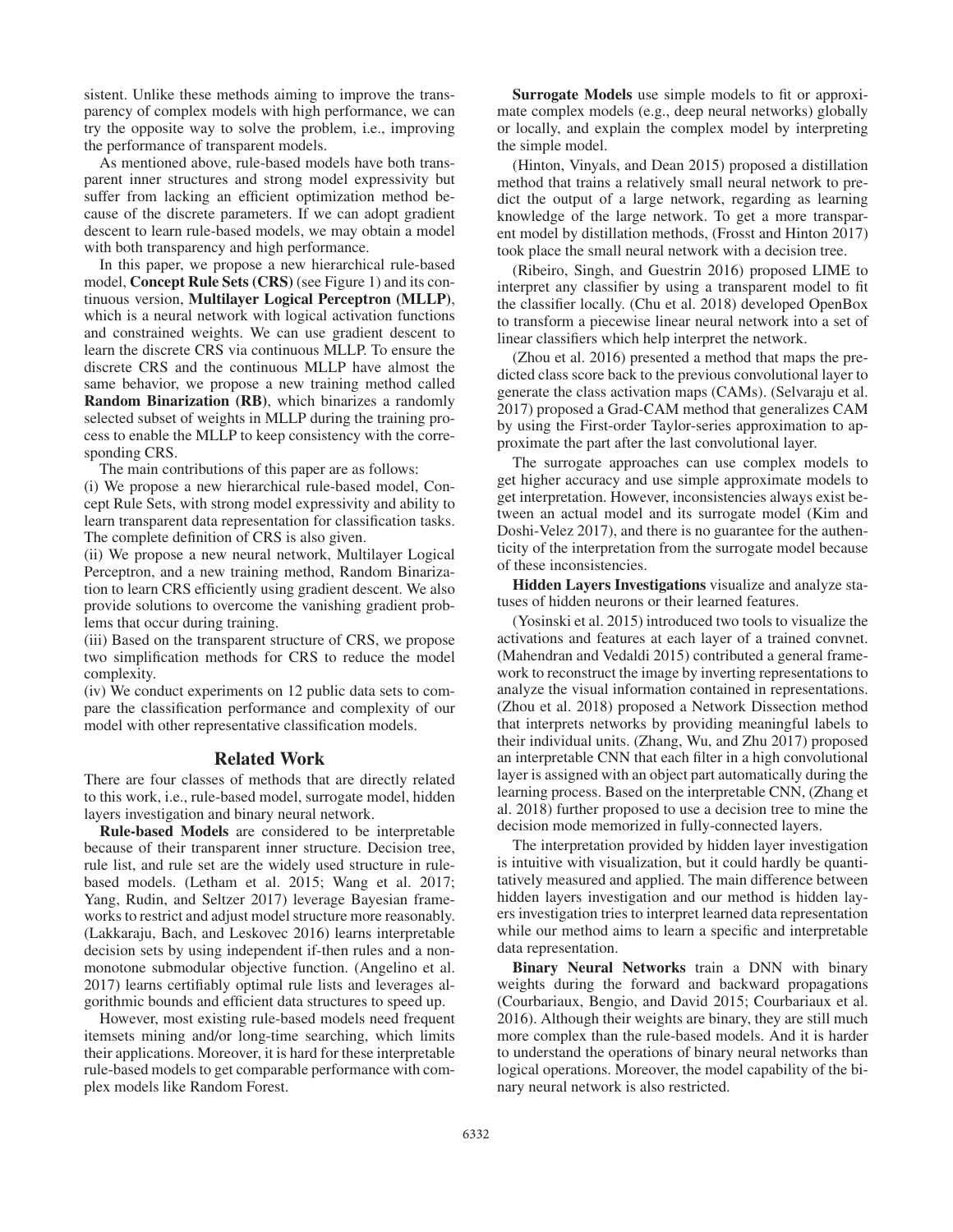sistent. Unlike these methods aiming to improve the transparency of complex models with high performance, we can try the opposite way to solve the problem, i.e., improving the performance of transparent models.

As mentioned above, rule-based models have both transparent inner structures and strong model expressivity but suffer from lacking an efficient optimization method because of the discrete parameters. If we can adopt gradient descent to learn rule-based models, we may obtain a model with both transparency and high performance.

In this paper, we propose a new hierarchical rule-based model, **Concept Rule Sets (CRS)** (see Figure 1) and its continuous version, **Multilayer Logical Perceptron (MLLP)**, which is a neural network with logical activation functions and constrained weights. We can use gradient descent to learn the discrete CRS via continuous MLLP. To ensure the discrete CRS and the continuous MLLP have almost the same behavior, we propose a new training method called **Random Binarization (RB)**, which binarizes a randomly selected subset of weights in MLLP during the training process to enable the MLLP to keep consistency with the corresponding CRS.

The main contributions of this paper are as follows:

(i) We propose a new hierarchical rule-based model, Concept Rule Sets, with strong model expressivity and ability to learn transparent data representation for classification tasks. The complete definition of CRS is also given.

(ii) We propose a new neural network, Multilayer Logical Perceptron, and a new training method, Random Binarization to learn CRS efficiently using gradient descent. We also provide solutions to overcome the vanishing gradient problems that occur during training.

(iii) Based on the transparent structure of CRS, we propose two simplification methods for CRS to reduce the model complexity.

(iv) We conduct experiments on 12 public data sets to compare the classification performance and complexity of our model with other representative classification models.

## Related Work

There are four classes of methods that are directly related to this work, i.e., rule-based model, surrogate model, hidden layers investigation and binary neural network.

**Rule-based Models** are considered to be interpretable because of their transparent inner structure. Decision tree, rule list, and rule set are the widely used structure in rule-based models. (Letham et al. 2015; Wang et al. 2017; Yang, Rudin, and Seltzer 2017) leverage Bayesian frameworks to restrict and adjust model structure more reasonably. (Lakkaraju, Bach, and Leskovec 2016) learns interpretable decision sets by using independent if-then rules and a non-monotone submodular objective function. (Angelino et al. 2017) learns certifiably optimal rule lists and leverages algorithmic bounds and efficient data structures to speed up.

However, most existing rule-based models need frequent itemsets mining and/or long-time searching, which limits their applications. Moreover, it is hard for these interpretable rule-based models to get comparable performance with complex models like Random Forest.

**Surrogate Models** use simple models to fit or approximate complex models (e.g., deep neural networks) globally or locally, and explain the complex model by interpreting the simple model.

(Hinton, Vinyals, and Dean 2015) proposed a distillation method that trains a relatively small neural network to predict the output of a large network, regarding as learning knowledge of the large network. To get a more transparent model by distillation methods, (Frosst and Hinton 2017) took place the small neural network with a decision tree.

(Ribeiro, Singh, and Guestrin 2016) proposed LIME to interpret any classifier by using a transparent model to fit the classifier locally. (Chu et al. 2018) developed OpenBox to transform a piecewise linear neural network into a set of linear classifiers which help interpret the network.

(Zhou et al. 2016) presented a method that maps the predicted class score back to the previous convolutional layer to generate the class activation maps (CAMs). (Selvaraju et al. 2017) proposed a Grad-CAM method that generalizes CAM by using the First-order Taylor-series approximation to approximate the part after the last convolutional layer.

The surrogate approaches can use complex models to get higher accuracy and use simple approximate models to get interpretation. However, inconsistencies always exist between an actual model and its surrogate model (Kim and Doshi-Velez 2017), and there is no guarantee for the authenticity of the interpretation from the surrogate model because of these inconsistencies.

**Hidden Layers Investigations** visualize and analyze statuses of hidden neurons or their learned features.

(Yosinski et al. 2015) introduced two tools to visualize the activations and features at each layer of a trained convnet. (Mahendran and Vedaldi 2015) contributed a general framework to reconstruct the image by inverting representations to analyze the visual information contained in representations. (Zhou et al. 2018) proposed a Network Dissection method that interprets networks by providing meaningful labels to their individual units. (Zhang, Wu, and Zhu 2017) proposed an interpretable CNN that each filter in a high convolutional layer is assigned with an object part automatically during the learning process. Based on the interpretable CNN, (Zhang et al. 2018) further proposed to use a decision tree to mine the decision mode memorized in fully-connected layers.

The interpretation provided by hidden layer investigation is intuitive with visualization, but it could hardly be quantitatively measured and applied. The main difference between hidden layers investigation and our method is hidden layers investigation tries to interpret learned data representation while our method aims to learn a specific and interpretable data representation.

**Binary Neural Networks** train a DNN with binary weights during the forward and backward propagations (Courbariaux, Bengio, and David 2015; Courbariaux et al. 2016). Although their weights are binary, they are still much more complex than the rule-based models. And it is harder to understand the operations of binary neural networks than logical operations. Moreover, the model capability of the binary neural network is also restricted.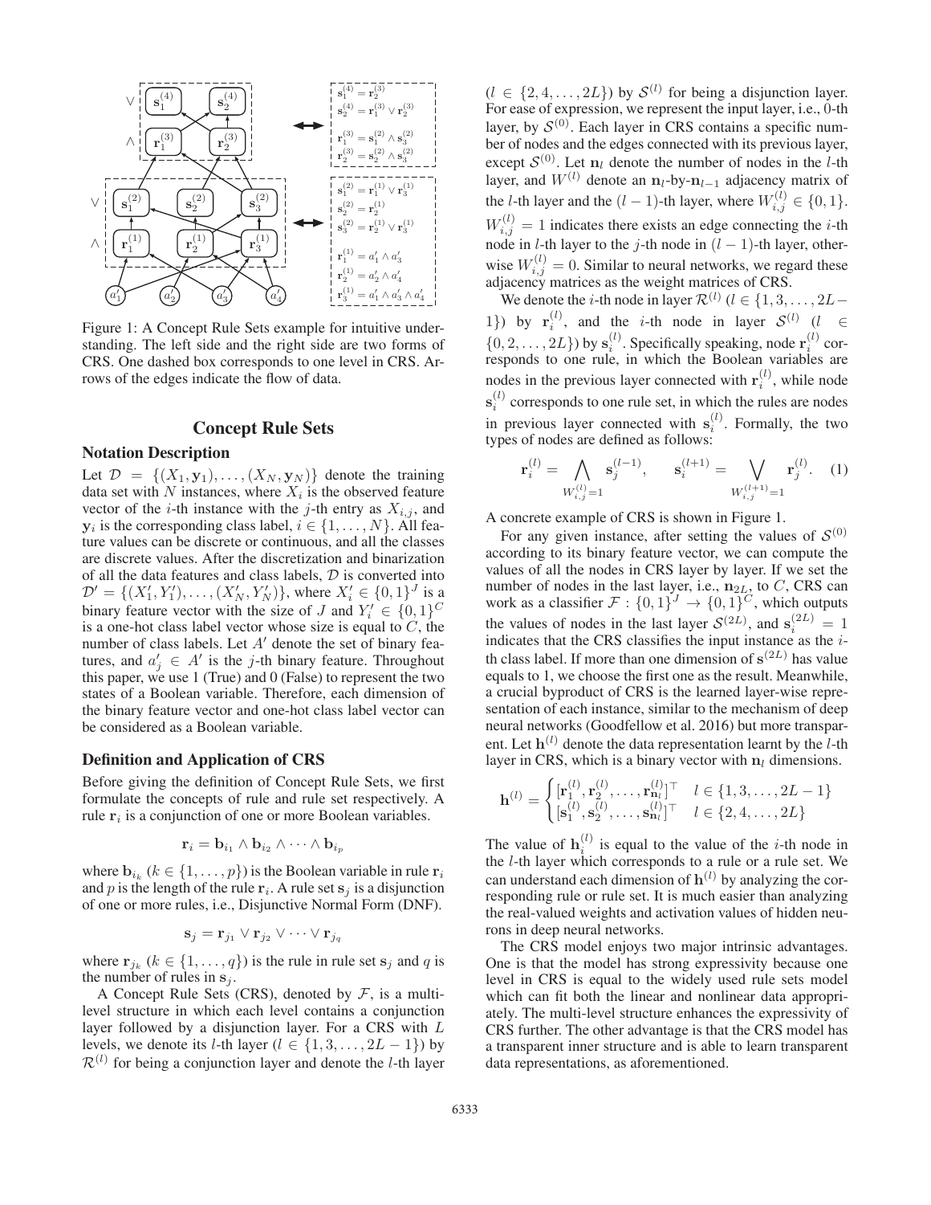Figure 1: A Concept Rule Sets example for intuitive understanding. The left side and the right side are two forms of CRS. One dashed box corresponds to one level in CRS. Arrows of the edges indicate the flow of data.

$\mathbf{s}_1^{(4)} = \mathbf{r}_2^{(3)}$
$\mathbf{s}_2^{(4)} = \mathbf{r}_1^{(3)} \vee \mathbf{r}_2^{(3)}$
$\mathbf{r}_1^{(3)} = \mathbf{s}_1^{(2)} \wedge \mathbf{s}_3^{(2)}$
$\mathbf{r}_2^{(3)} = \mathbf{s}_2^{(2)} \wedge \mathbf{s}_3^{(2)}$
$\mathbf{s}_1^{(2)} = \mathbf{r}_1^{(1)} \vee \mathbf{r}_3^{(1)}$
$\mathbf{s}_2^{(2)} = \mathbf{r}_2^{(1)}$
$\mathbf{s}_3^{(2)} = \mathbf{r}_2^{(1)} \vee \mathbf{r}_3^{(1)}$
$\mathbf{r}_1^{(1)} = a'_1 \wedge a'_3$
$\mathbf{r}_2^{(1)} = a'_2 \wedge a'_4$
$\mathbf{r}_3^{(1)} = a'_1 \wedge a'_3 \wedge a'_4$

## Concept Rule Sets

### Notation Description

Let $\mathcal{D} = \{(X_1, \mathbf{y}_1), \ldots, (X_N, \mathbf{y}_N)\}$ denote the training data set with $N$ instances, where $X_i$ is the observed feature vector of the $i$-th instance with the $j$-th entry as $X_{i,j}$, and $\mathbf{y}_i$ is the corresponding class label, $i \in \{1, \ldots, N\}$. All feature values can be discrete or continuous, and all the classes are discrete values. After the discretization and binarization of all the data features and class labels, $\mathcal{D}$ is converted into $\mathcal{D}' = \{(X'_1, Y'_1), \ldots, (X'_N, Y'_N)\}$, where $X'_i \in \{0,1\}^J$ is a binary feature vector with the size of $J$ and $Y'_i \in \{0,1\}^C$ is a one-hot class label vector whose size is equal to $C$, the number of class labels. Let $A'$ denote the set of binary features, and $a'_j \in A'$ is the $j$-th binary feature. Throughout this paper, we use 1 (True) and 0 (False) to represent the two states of a Boolean variable. Therefore, each dimension of the binary feature vector and one-hot class label vector can be considered as a Boolean variable.

### Definition and Application of CRS

Before giving the definition of Concept Rule Sets, we first formulate the concepts of rule and rule set respectively. A rule $\mathbf{r}_i$ is a conjunction of one or more Boolean variables.

$$\mathbf{r}_i = \mathbf{b}_{i_1} \wedge \mathbf{b}_{i_2} \wedge \cdots \wedge \mathbf{b}_{i_p}$$

where $\mathbf{b}_{i_k}$ ($k \in \{1, \ldots, p\}$) is the Boolean variable in rule $\mathbf{r}_i$ and $p$ is the length of the rule $\mathbf{r}_i$. A rule set $\mathbf{s}_j$ is a disjunction of one or more rules, i.e., Disjunctive Normal Form (DNF).

$$\mathbf{s}_j = \mathbf{r}_{j_1} \vee \mathbf{r}_{j_2} \vee \cdots \vee \mathbf{r}_{j_q}$$

where $\mathbf{r}_{j_k}$ ($k \in \{1, \ldots, q\}$) is the rule in rule set $\mathbf{s}_j$ and $q$ is the number of rules in $\mathbf{s}_j$.

A Concept Rule Sets (CRS), denoted by $\mathcal{F}$, is a multi-level structure in which each level contains a conjunction layer followed by a disjunction layer. For a CRS with $L$ levels, we denote its $l$-th layer ($l \in \{1, 3, \ldots, 2L-1\}$) by $\mathcal{R}^{(l)}$ for being a conjunction layer and denote the $l$-th layer ($l \in \{2, 4, \ldots, 2L\}$) by $\mathcal{S}^{(l)}$ for being a disjunction layer. For ease of expression, we represent the input layer, i.e., 0-th layer, by $\mathcal{S}^{(0)}$. Each layer in CRS contains a specific number of nodes and the edges connected with its previous layer, except $\mathcal{S}^{(0)}$. Let $\mathbf{n}_l$ denote the number of nodes in the $l$-th layer, and $W^{(l)}$ denote an $\mathbf{n}_l$-by-$\mathbf{n}_{l-1}$ adjacency matrix of the $l$-th layer and the $(l-1)$-th layer, where $W_{i,j}^{(l)} \in \{0,1\}$. $W_{i,j}^{(l)} = 1$ indicates there exists an edge connecting the $i$-th node in $l$-th layer to the $j$-th node in $(l-1)$-th layer, otherwise $W_{i,j}^{(l)} = 0$. Similar to neural networks, we regard these adjacency matrices as the weight matrices of CRS.

We denote the $i$-th node in layer $\mathcal{R}^{(l)}$ ($l \in \{1, 3, \ldots, 2L-1\}$) by $\mathbf{r}_i^{(l)}$, and the $i$-th node in layer $\mathcal{S}^{(l)}$ ($l \in \{0, 2, \ldots, 2L\}$) by $\mathbf{s}_i^{(l)}$. Specifically speaking, node $\mathbf{r}_i^{(l)}$ corresponds to one rule, in which the Boolean variables are nodes in the previous layer connected with $\mathbf{r}_i^{(l)}$, while node $\mathbf{s}_i^{(l)}$ corresponds to one rule set, in which the rules are nodes in previous layer connected with $\mathbf{s}_i^{(l)}$. Formally, the two types of nodes are defined as follows:

$$\mathbf{r}_i^{(l)} = \bigwedge_{W_{i,j}^{(l)}=1} \mathbf{s}_j^{(l-1)}, \qquad \mathbf{s}_i^{(l+1)} = \bigvee_{W_{i,j}^{(l+1)}=1} \mathbf{r}_j^{(l)}. \quad (1)$$

A concrete example of CRS is shown in Figure 1.

For any given instance, after setting the values of $\mathcal{S}^{(0)}$ according to its binary feature vector, we can compute the values of all the nodes in CRS layer by layer. If we set the number of nodes in the last layer, i.e., $\mathbf{n}_{2L}$, to $C$, CRS can work as a classifier $\mathcal{F} : \{0,1\}^J \to \{0,1\}^C$, which outputs the values of nodes in the last layer $\mathcal{S}^{(2L)}$, and $\mathbf{s}_i^{(2L)} = 1$ indicates that the CRS classifies the input instance as the $i$-th class label. If more than one dimension of $\mathbf{s}^{(2L)}$ has value equals to 1, we choose the first one as the result. Meanwhile, a crucial byproduct of CRS is the learned layer-wise representation of each instance, similar to the mechanism of deep neural networks (Goodfellow et al. 2016) but more transparent. Let $\mathbf{h}^{(l)}$ denote the data representation learnt by the $l$-th layer in CRS, which is a binary vector with $\mathbf{n}_l$ dimensions.

$$\mathbf{h}^{(l)} = \begin{cases} [\mathbf{r}_1^{(l)}, \mathbf{r}_2^{(l)}, \ldots, \mathbf{r}_{\mathbf{n}_l}^{(l)}]^\top & l \in \{1, 3, \ldots, 2L-1\} \\ [\mathbf{s}_1^{(l)}, \mathbf{s}_2^{(l)}, \ldots, \mathbf{s}_{\mathbf{n}_l}^{(l)}]^\top & l \in \{2, 4, \ldots, 2L\} \end{cases}$$

The value of $\mathbf{h}_i^{(l)}$ is equal to the value of the $i$-th node in the $l$-th layer which corresponds to a rule or a rule set. We can understand each dimension of $\mathbf{h}^{(l)}$ by analyzing the corresponding rule or rule set. It is much easier than analyzing the real-valued weights and activation values of hidden neurons in deep neural networks.

The CRS model enjoys two major intrinsic advantages. One is that the model has strong expressivity because one level in CRS is equal to the widely used rule sets model which can fit both the linear and nonlinear data appropriately. The multi-level structure enhances the expressivity of CRS further. The other advantage is that the CRS model has a transparent inner structure and is able to learn transparent data representations, as aforementioned.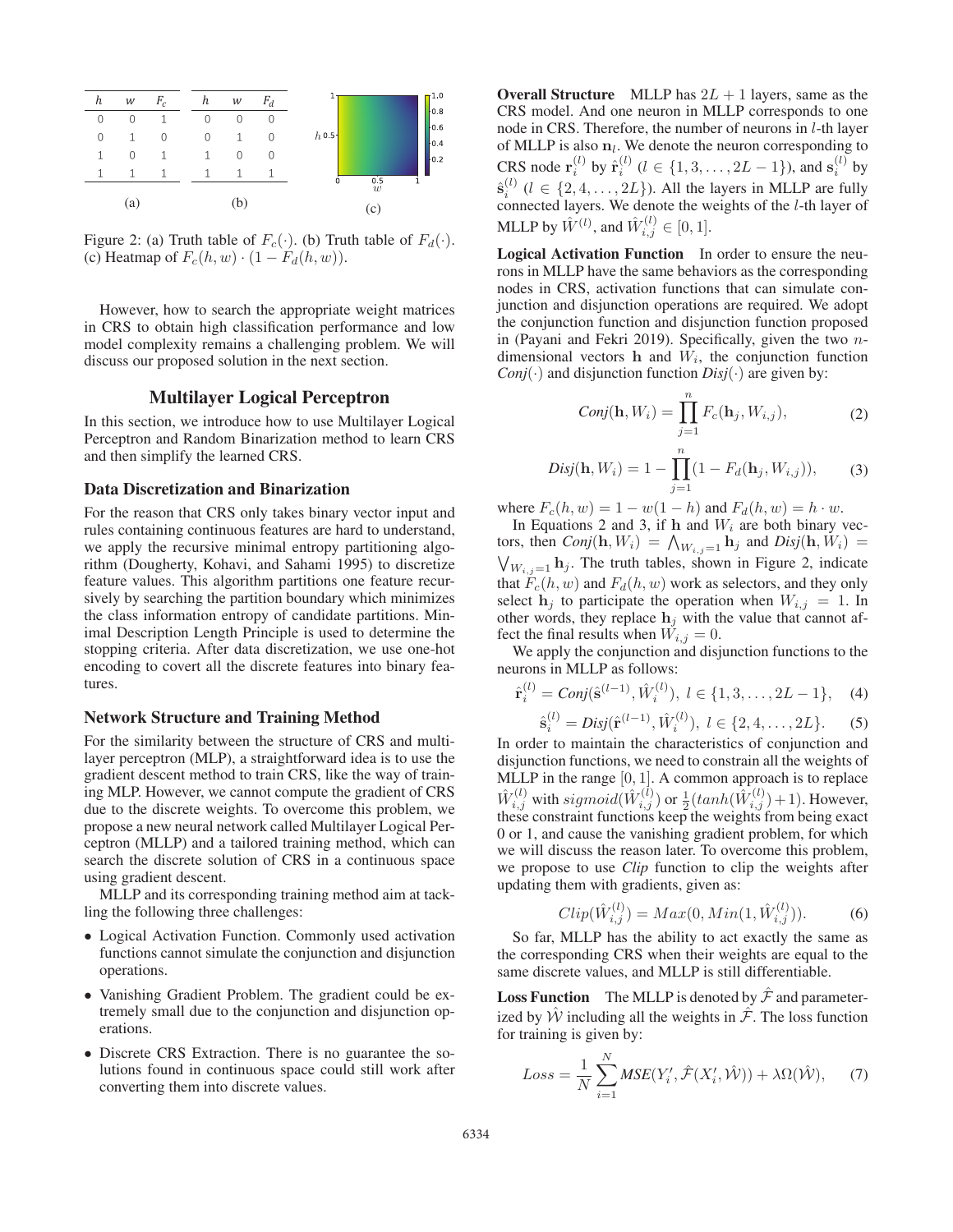| $h$ | $w$ | $F_c$ |
|---|---|---|
| 0 | 0 | 1 |
| 0 | 1 | 0 |
| 1 | 0 | 1 |
| 1 | 1 | 1 |

(a)

| $h$ | $w$ | $F_d$ |
|---|---|---|
| 0 | 0 | 0 |
| 0 | 1 | 0 |
| 1 | 0 | 0 |
| 1 | 1 | 1 |

(b)

1
h 0.5
0
0.5
w
1
1.0
0.8
0.6
0.4
0.2

(c)

Figure 2: (a) Truth table of $F_c(\cdot)$. (b) Truth table of $F_d(\cdot)$. (c) Heatmap of $F_c(h, w) \cdot (1 - F_d(h, w))$.

However, how to search the appropriate weight matrices in CRS to obtain high classification performance and low model complexity remains a challenging problem. We will discuss our proposed solution in the next section.

## Multilayer Logical Perceptron

In this section, we introduce how to use Multilayer Logical Perceptron and Random Binarization method to learn CRS and then simplify the learned CRS.

### Data Discretization and Binarization

For the reason that CRS only takes binary vector input and rules containing continuous features are hard to understand, we apply the recursive minimal entropy partitioning algorithm (Dougherty, Kohavi, and Sahami 1995) to discretize feature values. This algorithm partitions one feature recursively by searching the partition boundary which minimizes the class information entropy of candidate partitions. Minimal Description Length Principle is used to determine the stopping criteria. After data discretization, we use one-hot encoding to covert all the discrete features into binary features.

### Network Structure and Training Method

For the similarity between the structure of CRS and multilayer perceptron (MLP), a straightforward idea is to use the gradient descent method to train CRS, like the way of training MLP. However, we cannot compute the gradient of CRS due to the discrete weights. To overcome this problem, we propose a new neural network called Multilayer Logical Perceptron (MLLP) and a tailored training method, which can search the discrete solution of CRS in a continuous space using gradient descent.

MLLP and its corresponding training method aim at tackling the following three challenges:

- Logical Activation Function. Commonly used activation functions cannot simulate the conjunction and disjunction operations.
- Vanishing Gradient Problem. The gradient could be extremely small due to the conjunction and disjunction operations.
- Discrete CRS Extraction. There is no guarantee the solutions found in continuous space could still work after converting them into discrete values.

**Overall Structure** MLLP has $2L + 1$ layers, same as the CRS model. And one neuron in MLLP corresponds to one node in CRS. Therefore, the number of neurons in $l$-th layer of MLLP is also $\mathbf{n}_l$. We denote the neuron corresponding to CRS node $\mathbf{r}_i^{(l)}$ by $\hat{\mathbf{r}}_i^{(l)}$ ($l \in \{1, 3, \ldots, 2L - 1\}$), and $\mathbf{s}_i^{(l)}$ by $\hat{\mathbf{s}}_i^{(l)}$ ($l \in \{2, 4, \ldots, 2L\}$). All the layers in MLLP are fully connected layers. We denote the weights of the $l$-th layer of MLLP by $\hat{W}^{(l)}$, and $\hat{W}_{i,j}^{(l)} \in [0, 1]$.

**Logical Activation Function** In order to ensure the neurons in MLLP have the same behaviors as the corresponding nodes in CRS, activation functions that can simulate conjunction and disjunction operations are required. We adopt the conjunction function and disjunction function proposed in (Payani and Fekri 2019). Specifically, given the two $n$-dimensional vectors $\mathbf{h}$ and $W_i$, the conjunction function *Conj*$(\cdot)$ and disjunction function *Disj*$(\cdot)$ are given by:

$$Conj(\mathbf{h}, W_i) = \prod_{j=1}^{n} F_c(\mathbf{h}_j, W_{i,j}), \tag{2}$$

$$Disj(\mathbf{h}, W_i) = 1 - \prod_{j=1}^{n} (1 - F_d(\mathbf{h}_j, W_{i,j})), \tag{3}$$

where $F_c(h, w) = 1 - w(1 - h)$ and $F_d(h, w) = h \cdot w$.

In Equations 2 and 3, if $\mathbf{h}$ and $W_i$ are both binary vectors, then $Conj(\mathbf{h}, W_i) = \bigwedge_{W_{i,j}=1} \mathbf{h}_j$ and $Disj(\mathbf{h}, W_i) = \bigvee_{W_{i,j}=1} \mathbf{h}_j$. The truth tables, shown in Figure 2, indicate that $F_c(h, w)$ and $F_d(h, w)$ work as selectors, and they only select $\mathbf{h}_j$ to participate the operation when $W_{i,j} = 1$. In other words, they replace $\mathbf{h}_j$ with the value that cannot affect the final results when $W_{i,j} = 0$.

We apply the conjunction and disjunction functions to the neurons in MLLP as follows:

$$\hat{\mathbf{r}}_i^{(l)} = Conj(\hat{\mathbf{s}}^{(l-1)}, \hat{W}_i^{(l)}),\ l \in \{1, 3, \ldots, 2L - 1\}, \tag{4}$$

$$\hat{\mathbf{s}}_i^{(l)} = Disj(\hat{\mathbf{r}}^{(l-1)}, \hat{W}_i^{(l)}),\ l \in \{2, 4, \ldots, 2L\}. \tag{5}$$

In order to maintain the characteristics of conjunction and disjunction functions, we need to constrain all the weights of MLLP in the range $[0, 1]$. A common approach is to replace $\hat{W}_{i,j}^{(l)}$ with $sigmoid(\hat{W}_{i,j}^{(l)})$ or $\frac{1}{2}(tanh(\hat{W}_{i,j}^{(l)}) + 1)$. However, these constraint functions keep the weights from being exact 0 or 1, and cause the vanishing gradient problem, for which we will discuss the reason later. To overcome this problem, we propose to use *Clip* function to clip the weights after updating them with gradients, given as:

$$Clip(\hat{W}_{i,j}^{(l)}) = Max(0, Min(1, \hat{W}_{i,j}^{(l)})). \tag{6}$$

So far, MLLP has the ability to act exactly the same as the corresponding CRS when their weights are equal to the same discrete values, and MLLP is still differentiable.

**Loss Function** The MLLP is denoted by $\hat{\mathcal{F}}$ and parameterized by $\hat{\mathcal{W}}$ including all the weights in $\hat{\mathcal{F}}$. The loss function for training is given by:

$$Loss = \frac{1}{N} \sum_{i=1}^{N} MSE(Y_i', \hat{\mathcal{F}}(X_i', \hat{\mathcal{W}})) + \lambda \Omega(\hat{\mathcal{W}}), \tag{7}$$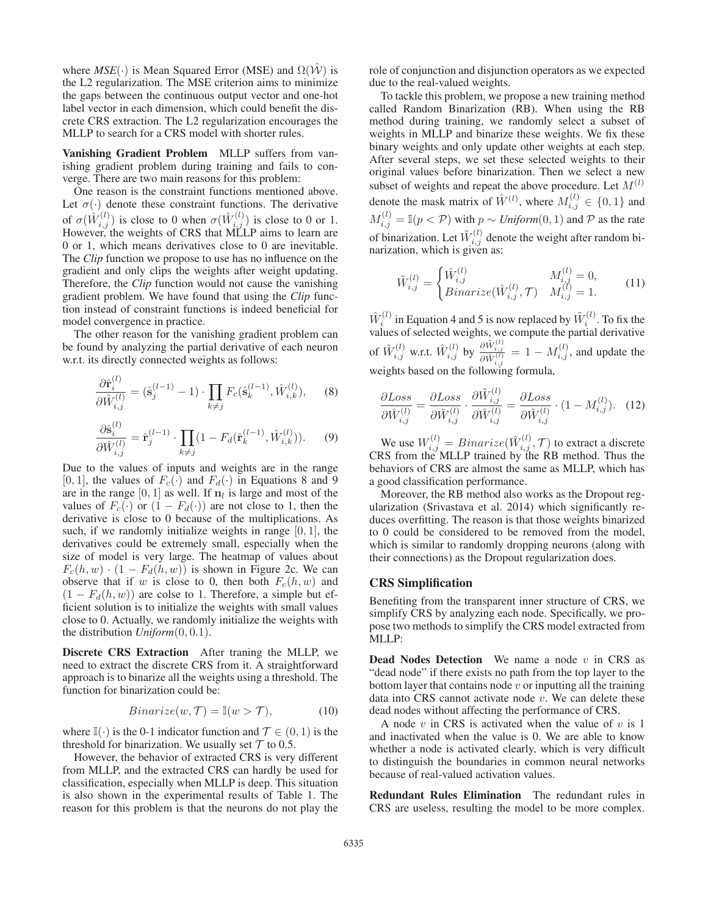where $MSE(\cdot)$ is Mean Squared Error (MSE) and $\Omega(\hat{\mathcal{W}})$ is the L2 regularization. The MSE criterion aims to minimize the gaps between the continuous output vector and one-hot label vector in each dimension, which could benefit the discrete CRS extraction. The L2 regularization encourages the MLLP to search for a CRS model with shorter rules.

**Vanishing Gradient Problem** MLLP suffers from vanishing gradient problem during training and fails to converge. There are two main reasons for this problem:

One reason is the constraint functions mentioned above. Let $\sigma(\cdot)$ denote these constraint functions. The derivative of $\sigma(\hat{W}^{(l)}_{i,j})$ is close to 0 when $\sigma(\hat{W}^{(l)}_{i,j})$ is close to 0 or 1. However, the weights of CRS that MLLP aims to learn are 0 or 1, which means derivatives close to 0 are inevitable. The *Clip* function we propose to use has no influence on the gradient and only clips the weights after weight updating. Therefore, the *Clip* function would not cause the vanishing gradient problem. We have found that using the *Clip* function instead of constraint functions is indeed beneficial for model convergence in practice.

The other reason for the vanishing gradient problem can be found by analyzing the partial derivative of each neuron w.r.t. its directly connected weights as follows:

$$\frac{\partial \hat{\mathbf{r}}^{(l)}_i}{\partial \hat{W}^{(l)}_{i,j}} = (\hat{\mathbf{s}}^{(l-1)}_j - 1) \cdot \prod_{k \neq j} F_c(\hat{\mathbf{s}}^{(l-1)}_k, \hat{W}^{(l)}_{i,k}), \tag{8}$$

$$\frac{\partial \hat{\mathbf{s}}^{(l)}_i}{\partial \hat{W}^{(l)}_{i,j}} = \hat{\mathbf{r}}^{(l-1)}_j \cdot \prod_{k \neq j} (1 - F_d(\hat{\mathbf{r}}^{(l-1)}_k, \hat{W}^{(l)}_{i,k})). \tag{9}$$

Due to the values of inputs and weights are in the range $[0, 1]$, the values of $F_c(\cdot)$ and $F_d(\cdot)$ in Equations 8 and 9 are in the range $[0, 1]$ as well. If $\mathbf{n}_l$ is large and most of the values of $F_c(\cdot)$ or $(1 - F_d(\cdot))$ are not close to 1, then the derivative is close to 0 because of the multiplications. As such, if we randomly initialize weights in range $[0, 1]$, the derivatives could be extremely small, especially when the size of model is very large. The heatmap of values about $F_c(h, w) \cdot (1 - F_d(h, w))$ is shown in Figure 2c. We can observe that if $w$ is close to 0, then both $F_c(h, w)$ and $(1 - F_d(h, w))$ are colse to 1. Therefore, a simple but efficient solution is to initialize the weights with small values close to 0. Actually, we randomly initialize the weights with the distribution *Uniform*$(0, 0.1)$.

**Discrete CRS Extraction** After traning the MLLP, we need to extract the discrete CRS from it. A straightforward approach is to binarize all the weights using a threshold. The function for binarization could be:

$$Binarize(w, \mathcal{T}) = \mathbb{I}(w > \mathcal{T}), \tag{10}$$

where $\mathbb{I}(\cdot)$ is the 0-1 indicator function and $\mathcal{T} \in (0, 1)$ is the threshold for binarization. We usually set $\mathcal{T}$ to 0.5.

However, the behavior of extracted CRS is very different from MLLP, and the extracted CRS can hardly be used for classification, especially when MLLP is deep. This situation is also shown in the experimental results of Table 1. The reason for this problem is that the neurons do not play the role of conjunction and disjunction operators as we expected due to the real-valued weights.

To tackle this problem, we propose a new training method called Random Binarization (RB). When using the RB method during training, we randomly select a subset of weights in MLLP and binarize these weights. We fix these binary weights and only update other weights at each step. After several steps, we set these selected weights to their original values before binarization. Then we select a new subset of weights and repeat the above procedure. Let $M^{(l)}$ denote the mask matrix of $\hat{W}^{(l)}$, where $M^{(l)}_{i,j} \in \{0, 1\}$ and $M^{(l)}_{i,j} = \mathbb{I}(p < \mathcal{P})$ with $p \sim$ *Uniform*$(0, 1)$ and $\mathcal{P}$ as the rate of binarization. Let $\tilde{W}^{(l)}_{i,j}$ denote the weight after random binarization, which is given as:

$$\tilde{W}^{(l)}_{i,j} = \begin{cases} \hat{W}^{(l)}_{i,j} & M^{(l)}_{i,j} = 0, \\ Binarize(\hat{W}^{(l)}_{i,j}, \mathcal{T}) & M^{(l)}_{i,j} = 1. \end{cases} \tag{11}$$

$\hat{W}^{(l)}_i$ in Equation 4 and 5 is now replaced by $\tilde{W}^{(l)}_i$. To fix the values of selected weights, we compute the partial derivative of $\tilde{W}^{(l)}_{i,j}$ w.r.t. $\hat{W}^{(l)}_{i,j}$ by $\frac{\partial \tilde{W}^{(l)}_{i,j}}{\partial \hat{W}^{(l)}_{i,j}} = 1 - M^{(l)}_{i,j}$, and update the weights based on the following formula,

$$\frac{\partial Loss}{\partial \hat{W}^{(l)}_{i,j}} = \frac{\partial Loss}{\partial \tilde{W}^{(l)}_{i,j}} \cdot \frac{\partial \tilde{W}^{(l)}_{i,j}}{\partial \hat{W}^{(l)}_{i,j}} = \frac{\partial Loss}{\partial \tilde{W}^{(l)}_{i,j}} \cdot (1 - M^{(l)}_{i,j}). \tag{12}$$

We use $W^{(l)}_{i,j} = Binarize(\hat{W}^{(l)}_{i,j}, \mathcal{T})$ to extract a discrete CRS from the MLLP trained by the RB method. Thus the behaviors of CRS are almost the same as MLLP, which has a good classification performance.

Moreover, the RB method also works as the Dropout regularization (Srivastava et al. 2014) which significantly reduces overfitting. The reason is that those weights binarized to 0 could be considered to be removed from the model, which is similar to randomly dropping neurons (along with their connections) as the Dropout regularization does.

## CRS Simplification

Benefiting from the transparent inner structure of CRS, we simplify CRS by analyzing each node. Specifically, we propose two methods to simplify the CRS model extracted from MLLP:

**Dead Nodes Detection** We name a node $v$ in CRS as "dead node" if there exists no path from the top layer to the bottom layer that contains node $v$ or inputting all the training data into CRS cannot activate node $v$. We can delete these dead nodes without affecting the performance of CRS.

A node $v$ in CRS is activated when the value of $v$ is 1 and inactivated when the value is 0. We are able to know whether a node is activated clearly, which is very difficult to distinguish the boundaries in common neural networks because of real-valued activation values.

**Redundant Rules Elimination** The redundant rules in CRS are useless, resulting the model to be more complex.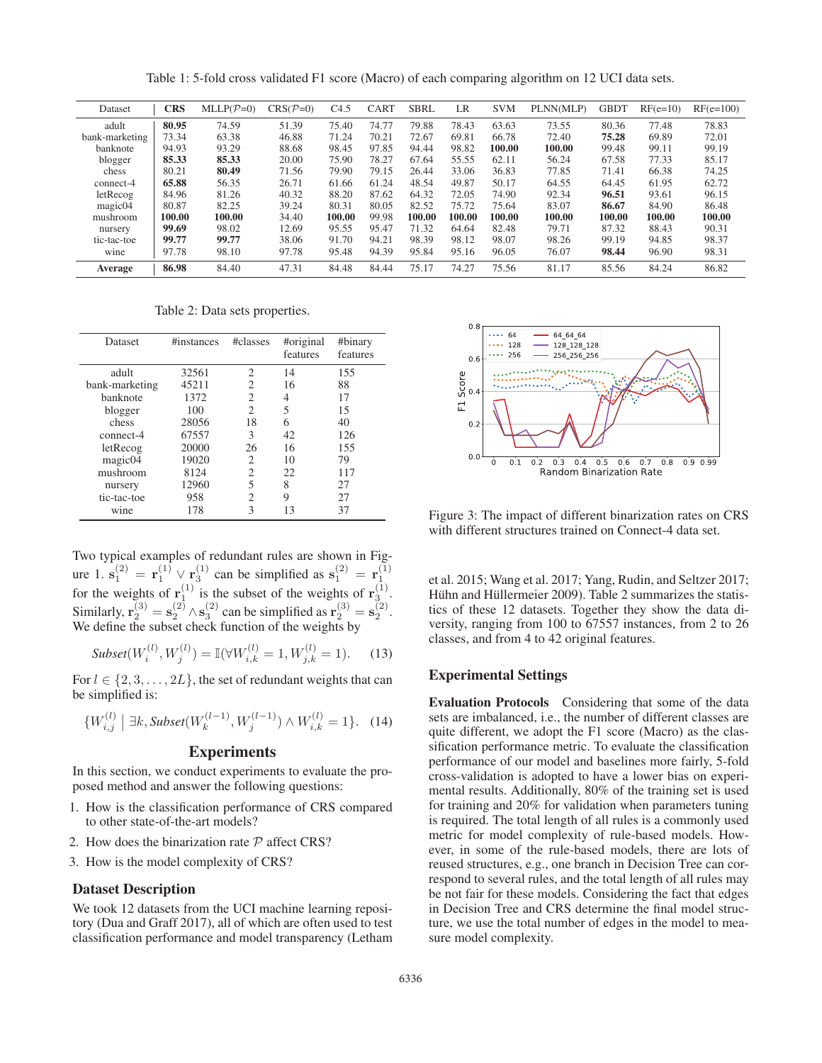Table 1: 5-fold cross validated F1 score (Macro) of each comparing algorithm on 12 UCI data sets.

| Dataset | CRS | MLLP($\mathcal{P}$=0) | CRS($\mathcal{P}$=0) | C4.5 | CART | SBRL | LR | SVM | PLNN(MLP) | GBDT | RF(e=10) | RF(e=100) |
|---|---|---|---|---|---|---|---|---|---|---|---|---|
| adult | **80.95** | 74.59 | 51.39 | 75.40 | 74.77 | 79.88 | 78.43 | 63.63 | 73.55 | 80.36 | 77.48 | 78.83 |
| bank-marketing | 73.34 | 63.38 | 46.88 | 71.24 | 70.21 | 72.67 | 69.81 | 66.78 | 72.40 | **75.28** | 69.89 | 72.01 |
| banknote | 94.93 | 93.29 | 88.68 | 98.45 | 97.85 | 94.44 | 98.82 | **100.00** | **100.00** | 99.48 | 99.11 | 99.19 |
| blogger | **85.33** | **85.33** | 20.00 | 75.90 | 78.27 | 67.64 | 55.55 | 62.11 | 56.24 | 67.58 | 77.33 | 85.17 |
| chess | 80.21 | **80.49** | 71.56 | 79.90 | 79.15 | 26.44 | 33.06 | 36.83 | 77.85 | 71.41 | 66.38 | 74.25 |
| connect-4 | **65.88** | 56.35 | 26.71 | 61.66 | 61.24 | 48.54 | 49.87 | 50.17 | 64.55 | 64.45 | 61.95 | 62.72 |
| letRecog | 84.96 | 81.26 | 40.32 | 88.20 | 87.62 | 64.32 | 72.05 | 74.90 | 92.34 | **96.51** | 93.61 | 96.15 |
| magic04 | 80.87 | 82.25 | 39.24 | 80.31 | 80.05 | 82.52 | 75.72 | 75.64 | 83.07 | **86.67** | 84.90 | 86.48 |
| mushroom | **100.00** | **100.00** | 34.40 | **100.00** | 99.98 | **100.00** | **100.00** | **100.00** | **100.00** | **100.00** | **100.00** | **100.00** |
| nursery | **99.69** | 98.02 | 12.69 | 95.55 | 95.47 | 71.32 | 64.64 | 82.48 | 79.71 | 87.32 | 88.43 | 90.31 |
| tic-tac-toe | **99.77** | **99.77** | 38.06 | 91.70 | 94.21 | 98.39 | 98.12 | 98.07 | 98.26 | 99.19 | 94.85 | 98.37 |
| wine | 97.78 | 98.10 | 97.78 | 95.48 | 94.39 | 95.84 | 95.16 | 96.05 | 76.07 | **98.44** | 96.90 | 98.31 |
| **Average** | **86.98** | 84.40 | 47.31 | 84.48 | 84.44 | 75.17 | 74.27 | 75.56 | 81.17 | 85.56 | 84.24 | 86.82 |

Table 2: Data sets properties.

| Dataset | #instances | #classes | #original features | #binary features |
|---|---|---|---|---|
| adult | 32561 | 2 | 14 | 155 |
| bank-marketing | 45211 | 2 | 16 | 88 |
| banknote | 1372 | 2 | 4 | 17 |
| blogger | 100 | 2 | 5 | 15 |
| chess | 28056 | 18 | 6 | 40 |
| connect-4 | 67557 | 3 | 42 | 126 |
| letRecog | 20000 | 26 | 16 | 155 |
| magic04 | 19020 | 2 | 10 | 79 |
| mushroom | 8124 | 2 | 22 | 117 |
| nursery | 12960 | 5 | 8 | 27 |
| tic-tac-toe | 958 | 2 | 9 | 27 |
| wine | 178 | 3 | 13 | 37 |

F1 Score
Random Binarization Rate
0.0 0.2 0.4 0.6 0.8
0 0.1 0.2 0.3 0.4 0.5 0.6 0.7 0.8 0.9 0.99
64
128
256
64_64_64
128_128_128
256_256_256

Figure 3: The impact of different binarization rates on CRS with different structures trained on Connect-4 data set.

Two typical examples of redundant rules are shown in Figure 1. $\mathbf{s}_1^{(2)} = \mathbf{r}_1^{(1)} \vee \mathbf{r}_3^{(1)}$ can be simplified as $\mathbf{s}_1^{(2)} = \mathbf{r}_1^{(1)}$ for the weights of $\mathbf{r}_1^{(1)}$ is the subset of the weights of $\mathbf{r}_3^{(1)}$. Similarly, $\mathbf{r}_2^{(3)} = \mathbf{s}_2^{(2)} \wedge \mathbf{s}_3^{(2)}$ can be simplified as $\mathbf{r}_2^{(3)} = \mathbf{s}_2^{(2)}$. We define the subset check function of the weights by

$$Subset(W_i^{(l)}, W_j^{(l)}) = \mathbb{I}(\forall W_{i,k}^{(l)} = 1, W_{j,k}^{(l)} = 1). \quad (13)$$

For $l \in \{2, 3, \ldots, 2L\}$, the set of redundant weights that can be simplified is:

$$\{W_{i,j}^{(l)} \mid \exists k, Subset(W_k^{(l-1)}, W_j^{(l-1)}) \wedge W_{i,k}^{(l)} = 1\}. \quad (14)$$

## Experiments

In this section, we conduct experiments to evaluate the proposed method and answer the following questions:

1. How is the classification performance of CRS compared to other state-of-the-art models?
2. How does the binarization rate $\mathcal{P}$ affect CRS?
3. How is the model complexity of CRS?

### Dataset Description

We took 12 datasets from the UCI machine learning repository (Dua and Graff 2017), all of which are often used to test classification performance and model transparency (Letham et al. 2015; Wang et al. 2017; Yang, Rudin, and Seltzer 2017; Hühn and Hüllermeier 2009). Table 2 summarizes the statistics of these 12 datasets. Together they show the data diversity, ranging from 100 to 67557 instances, from 2 to 26 classes, and from 4 to 42 original features.

### Experimental Settings

**Evaluation Protocols** Considering that some of the data sets are imbalanced, i.e., the number of different classes are quite different, we adopt the F1 score (Macro) as the classification performance metric. To evaluate the classification performance of our model and baselines more fairly, 5-fold cross-validation is adopted to have a lower bias on experimental results. Additionally, 80% of the training set is used for training and 20% for validation when parameters tuning is required. The total length of all rules is a commonly used metric for model complexity of rule-based models. However, in some of the rule-based models, there are lots of reused structures, e.g., one branch in Decision Tree can correspond to several rules, and the total length of all rules may be not fair for these models. Considering the fact that edges in Decision Tree and CRS determine the final model structure, we use the total number of edges in the model to measure model complexity.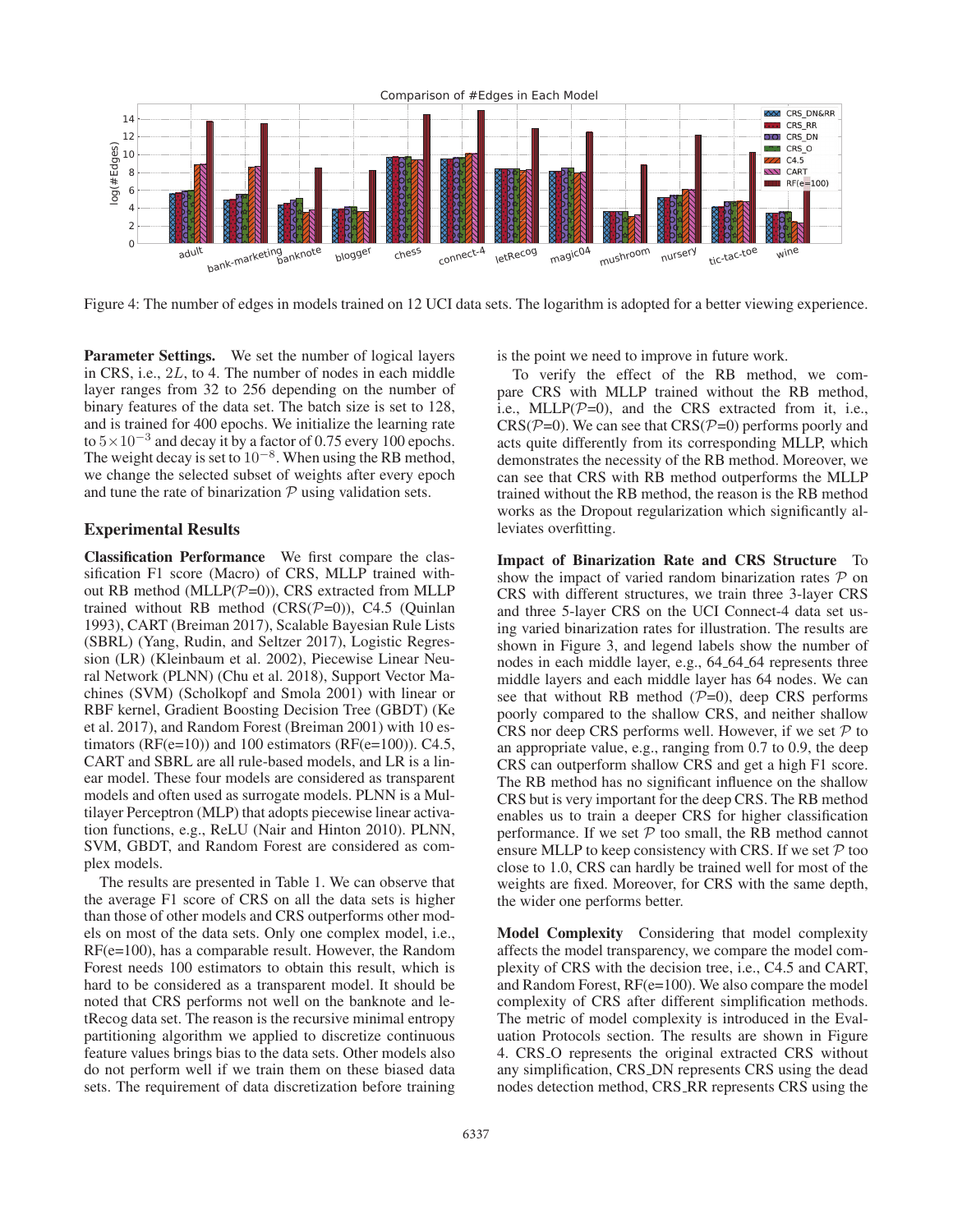Comparison of #Edges in Each Model

log(#Edges)

0
2
4
6
8
10
12
14

adult
bank-marketing
banknote
blogger
chess
connect-4
letRecog
magic04
mushroom
nursery
tic-tac-toe
wine

CRS_DN&RR
CRS_RR
CRS_DN
CRS_O
C4.5
CART
RF(e=100)

Figure 4: The number of edges in models trained on 12 UCI data sets. The logarithm is adopted for a better viewing experience.

**Parameter Settings.** We set the number of logical layers in CRS, i.e., $2L$, to 4. The number of nodes in each middle layer ranges from 32 to 256 depending on the number of binary features of the data set. The batch size is set to 128, and is trained for 400 epochs. We initialize the learning rate to $5\times10^{-3}$ and decay it by a factor of 0.75 every 100 epochs. The weight decay is set to $10^{-8}$. When using the RB method, we change the selected subset of weights after every epoch and tune the rate of binarization $\mathcal{P}$ using validation sets.

## Experimental Results

**Classification Performance** We first compare the classification F1 score (Macro) of CRS, MLLP trained without RB method (MLLP($\mathcal{P}$=0)), CRS extracted from MLLP trained without RB method (CRS($\mathcal{P}$=0)), C4.5 (Quinlan 1993), CART (Breiman 2017), Scalable Bayesian Rule Lists (SBRL) (Yang, Rudin, and Seltzer 2017), Logistic Regression (LR) (Kleinbaum et al. 2002), Piecewise Linear Neural Network (PLNN) (Chu et al. 2018), Support Vector Machines (SVM) (Scholkopf and Smola 2001) with linear or RBF kernel, Gradient Boosting Decision Tree (GBDT) (Ke et al. 2017), and Random Forest (Breiman 2001) with 10 estimators (RF(e=10)) and 100 estimators (RF(e=100)). C4.5, CART and SBRL are all rule-based models, and LR is a linear model. These four models are considered as transparent models and often used as surrogate models. PLNN is a Multilayer Perceptron (MLP) that adopts piecewise linear activation functions, e.g., ReLU (Nair and Hinton 2010). PLNN, SVM, GBDT, and Random Forest are considered as complex models.

The results are presented in Table 1. We can observe that the average F1 score of CRS on all the data sets is higher than those of other models and CRS outperforms other models on most of the data sets. Only one complex model, i.e., RF(e=100), has a comparable result. However, the Random Forest needs 100 estimators to obtain this result, which is hard to be considered as a transparent model. It should be noted that CRS performs not well on the banknote and letRecog data set. The reason is the recursive minimal entropy partitioning algorithm we applied to discretize continuous feature values brings bias to the data sets. Other models also do not perform well if we train them on these biased data sets. The requirement of data discretization before training is the point we need to improve in future work.

To verify the effect of the RB method, we compare CRS with MLLP trained without the RB method, i.e., MLLP($\mathcal{P}$=0), and the CRS extracted from it, i.e., CRS($\mathcal{P}$=0). We can see that CRS($\mathcal{P}$=0) performs poorly and acts quite differently from its corresponding MLLP, which demonstrates the necessity of the RB method. Moreover, we can see that CRS with RB method outperforms the MLLP trained without the RB method, the reason is the RB method works as the Dropout regularization which significantly alleviates overfitting.

**Impact of Binarization Rate and CRS Structure** To show the impact of varied random binarization rates $\mathcal{P}$ on CRS with different structures, we train three 3-layer CRS and three 5-layer CRS on the UCI Connect-4 data set using varied binarization rates for illustration. The results are shown in Figure 3, and legend labels show the number of nodes in each middle layer, e.g., 64_64_64 represents three middle layers and each middle layer has 64 nodes. We can see that without RB method ($\mathcal{P}$=0), deep CRS performs poorly compared to the shallow CRS, and neither shallow CRS nor deep CRS performs well. However, if we set $\mathcal{P}$ to an appropriate value, e.g., ranging from 0.7 to 0.9, the deep CRS can outperform shallow CRS and get a high F1 score. The RB method has no significant influence on the shallow CRS but is very important for the deep CRS. The RB method enables us to train a deeper CRS for higher classification performance. If we set $\mathcal{P}$ too small, the RB method cannot ensure MLLP to keep consistency with CRS. If we set $\mathcal{P}$ too close to 1.0, CRS can hardly be trained well for most of the weights are fixed. Moreover, for CRS with the same depth, the wider one performs better.

**Model Complexity** Considering that model complexity affects the model transparency, we compare the model complexity of CRS with the decision tree, i.e., C4.5 and CART, and Random Forest, RF(e=100). We also compare the model complexity of CRS after different simplification methods. The metric of model complexity is introduced in the Evaluation Protocols section. The results are shown in Figure 4. CRS_O represents the original extracted CRS without any simplification, CRS_DN represents CRS using the dead nodes detection method, CRS_RR represents CRS using the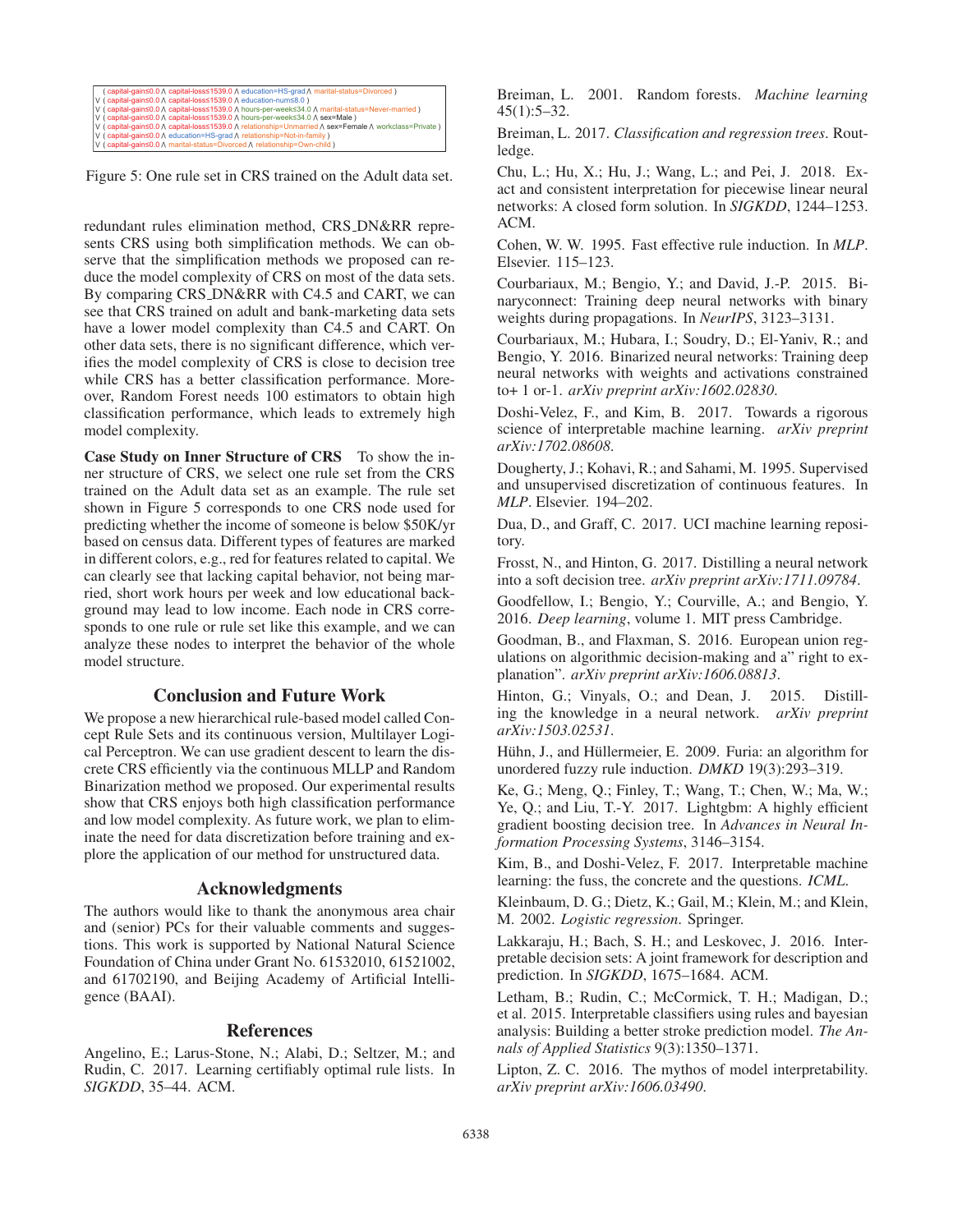( capital-gain≤0.0 ∧ capital-loss≤1539.0 ∧ education=HS-grad ∧ marital-status=Divorced )
∨ ( capital-gain≤0.0 ∧ capital-loss≤1539.0 ∧ education-num≤8.0 )
∨ ( capital-gain≤0.0 ∧ capital-loss≤1539.0 ∧ hours-per-week≤34.0 ∧ marital-status=Never-married )
∨ ( capital-gain≤0.0 ∧ capital-loss≤1539.0 ∧ hours-per-week≤34.0 ∧ sex=Male )
∨ ( capital-gain≤0.0 ∧ capital-loss≤1539.0 ∧ relationship=Unmarried ∧ sex=Female ∧ workclass=Private )
∨ ( capital-gain≤0.0 ∧ education=HS-grad ∧ relationship=Not-in-family )
∨ ( capital-gain≤0.0 ∧ marital-status=Divorced ∧ relationship=Own-child )

Figure 5: One rule set in CRS trained on the Adult data set.

redundant rules elimination method, CRS_DN&RR represents CRS using both simplification methods. We can observe that the simplification methods we proposed can reduce the model complexity of CRS on most of the data sets. By comparing CRS_DN&RR with C4.5 and CART, we can see that CRS trained on adult and bank-marketing data sets have a lower model complexity than C4.5 and CART. On other data sets, there is no significant difference, which verifies the model complexity of CRS is close to decision tree while CRS has a better classification performance. Moreover, Random Forest needs 100 estimators to obtain high classification performance, which leads to extremely high model complexity.

**Case Study on Inner Structure of CRS** To show the inner structure of CRS, we select one rule set from the CRS trained on the Adult data set as an example. The rule set shown in Figure 5 corresponds to one CRS node used for predicting whether the income of someone is below $50K/yr based on census data. Different types of features are marked in different colors, e.g., red for features related to capital. We can clearly see that lacking capital behavior, not being married, short work hours per week and low educational background may lead to low income. Each node in CRS corresponds to one rule or rule set like this example, and we can analyze these nodes to interpret the behavior of the whole model structure.

## Conclusion and Future Work

We propose a new hierarchical rule-based model called Concept Rule Sets and its continuous version, Multilayer Logical Perceptron. We can use gradient descent to learn the discrete CRS efficiently via the continuous MLLP and Random Binarization method we proposed. Our experimental results show that CRS enjoys both high classification performance and low model complexity. As future work, we plan to eliminate the need for data discretization before training and explore the application of our method for unstructured data.

## Acknowledgments

The authors would like to thank the anonymous area chair and (senior) PCs for their valuable comments and suggestions. This work is supported by National Natural Science Foundation of China under Grant No. 61532010, 61521002, and 61702190, and Beijing Academy of Artificial Intelligence (BAAI).

## References

Angelino, E.; Larus-Stone, N.; Alabi, D.; Seltzer, M.; and Rudin, C. 2017. Learning certifiably optimal rule lists. In *SIGKDD*, 35–44. ACM.

Breiman, L. 2001. Random forests. *Machine learning* 45(1):5–32.

Breiman, L. 2017. *Classification and regression trees*. Routledge.

Chu, L.; Hu, X.; Hu, J.; Wang, L.; and Pei, J. 2018. Exact and consistent interpretation for piecewise linear neural networks: A closed form solution. In *SIGKDD*, 1244–1253. ACM.

Cohen, W. W. 1995. Fast effective rule induction. In *MLP*. Elsevier. 115–123.

Courbariaux, M.; Bengio, Y.; and David, J.-P. 2015. Binaryconnect: Training deep neural networks with binary weights during propagations. In *NeurIPS*, 3123–3131.

Courbariaux, M.; Hubara, I.; Soudry, D.; El-Yaniv, R.; and Bengio, Y. 2016. Binarized neural networks: Training deep neural networks with weights and activations constrained to+ 1 or-1. *arXiv preprint arXiv:1602.02830*.

Doshi-Velez, F., and Kim, B. 2017. Towards a rigorous science of interpretable machine learning. *arXiv preprint arXiv:1702.08608*.

Dougherty, J.; Kohavi, R.; and Sahami, M. 1995. Supervised and unsupervised discretization of continuous features. In *MLP*. Elsevier. 194–202.

Dua, D., and Graff, C. 2017. UCI machine learning repository.

Frosst, N., and Hinton, G. 2017. Distilling a neural network into a soft decision tree. *arXiv preprint arXiv:1711.09784*.

Goodfellow, I.; Bengio, Y.; Courville, A.; and Bengio, Y. 2016. *Deep learning*, volume 1. MIT press Cambridge.

Goodman, B., and Flaxman, S. 2016. European union regulations on algorithmic decision-making and a" right to explanation". *arXiv preprint arXiv:1606.08813*.

Hinton, G.; Vinyals, O.; and Dean, J. 2015. Distilling the knowledge in a neural network. *arXiv preprint arXiv:1503.02531*.

Hühn, J., and Hüllermeier, E. 2009. Furia: an algorithm for unordered fuzzy rule induction. *DMKD* 19(3):293–319.

Ke, G.; Meng, Q.; Finley, T.; Wang, T.; Chen, W.; Ma, W.; Ye, Q.; and Liu, T.-Y. 2017. Lightgbm: A highly efficient gradient boosting decision tree. In *Advances in Neural Information Processing Systems*, 3146–3154.

Kim, B., and Doshi-Velez, F. 2017. Interpretable machine learning: the fuss, the concrete and the questions. *ICML*.

Kleinbaum, D. G.; Dietz, K.; Gail, M.; Klein, M.; and Klein, M. 2002. *Logistic regression*. Springer.

Lakkaraju, H.; Bach, S. H.; and Leskovec, J. 2016. Interpretable decision sets: A joint framework for description and prediction. In *SIGKDD*, 1675–1684. ACM.

Letham, B.; Rudin, C.; McCormick, T. H.; Madigan, D.; et al. 2015. Interpretable classifiers using rules and bayesian analysis: Building a better stroke prediction model. *The Annals of Applied Statistics* 9(3):1350–1371.

Lipton, Z. C. 2016. The mythos of model interpretability. *arXiv preprint arXiv:1606.03490*.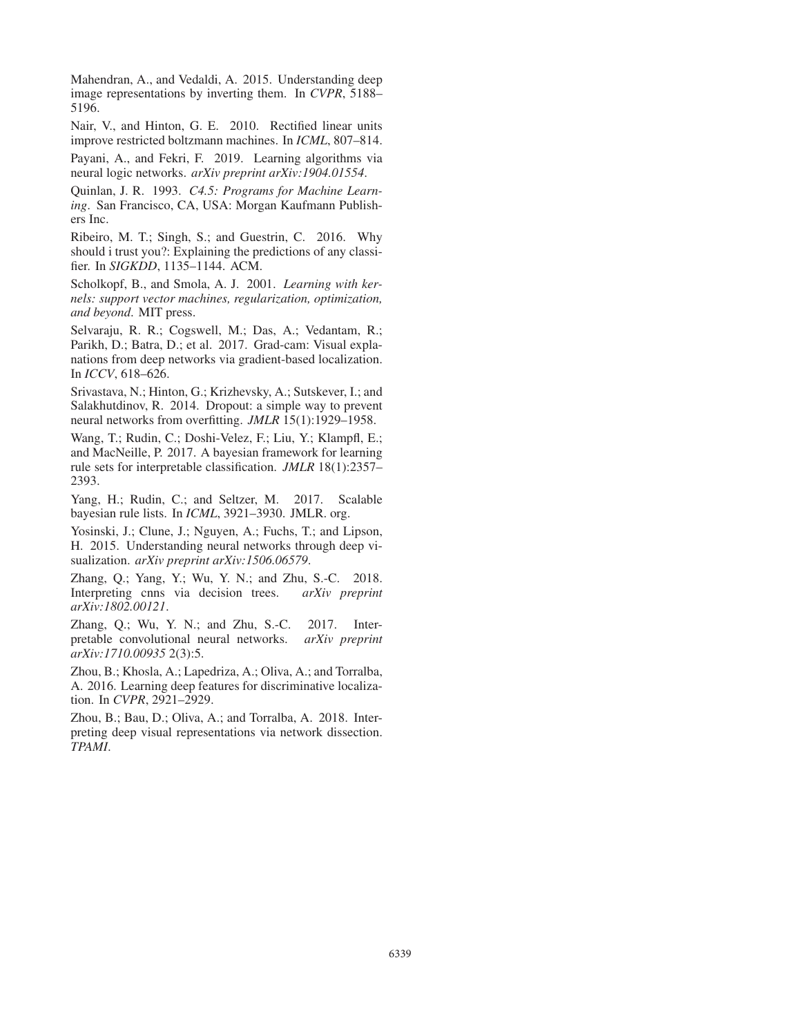Mahendran, A., and Vedaldi, A. 2015. Understanding deep image representations by inverting them. In *CVPR*, 5188–5196.

Nair, V., and Hinton, G. E. 2010. Rectified linear units improve restricted boltzmann machines. In *ICML*, 807–814.

Payani, A., and Fekri, F. 2019. Learning algorithms via neural logic networks. *arXiv preprint arXiv:1904.01554*.

Quinlan, J. R. 1993. *C4.5: Programs for Machine Learning*. San Francisco, CA, USA: Morgan Kaufmann Publishers Inc.

Ribeiro, M. T.; Singh, S.; and Guestrin, C. 2016. Why should i trust you?: Explaining the predictions of any classifier. In *SIGKDD*, 1135–1144. ACM.

Scholkopf, B., and Smola, A. J. 2001. *Learning with kernels: support vector machines, regularization, optimization, and beyond*. MIT press.

Selvaraju, R. R.; Cogswell, M.; Das, A.; Vedantam, R.; Parikh, D.; Batra, D.; et al. 2017. Grad-cam: Visual explanations from deep networks via gradient-based localization. In *ICCV*, 618–626.

Srivastava, N.; Hinton, G.; Krizhevsky, A.; Sutskever, I.; and Salakhutdinov, R. 2014. Dropout: a simple way to prevent neural networks from overfitting. *JMLR* 15(1):1929–1958.

Wang, T.; Rudin, C.; Doshi-Velez, F.; Liu, Y.; Klampfl, E.; and MacNeille, P. 2017. A bayesian framework for learning rule sets for interpretable classification. *JMLR* 18(1):2357–2393.

Yang, H.; Rudin, C.; and Seltzer, M. 2017. Scalable bayesian rule lists. In *ICML*, 3921–3930. JMLR. org.

Yosinski, J.; Clune, J.; Nguyen, A.; Fuchs, T.; and Lipson, H. 2015. Understanding neural networks through deep visualization. *arXiv preprint arXiv:1506.06579*.

Zhang, Q.; Yang, Y.; Wu, Y. N.; and Zhu, S.-C. 2018. Interpreting cnns via decision trees. *arXiv preprint arXiv:1802.00121*.

Zhang, Q.; Wu, Y. N.; and Zhu, S.-C. 2017. Interpretable convolutional neural networks. *arXiv preprint arXiv:1710.00935* 2(3):5.

Zhou, B.; Khosla, A.; Lapedriza, A.; Oliva, A.; and Torralba, A. 2016. Learning deep features for discriminative localization. In *CVPR*, 2921–2929.

Zhou, B.; Bau, D.; Oliva, A.; and Torralba, A. 2018. Interpreting deep visual representations via network dissection. *TPAMI*.